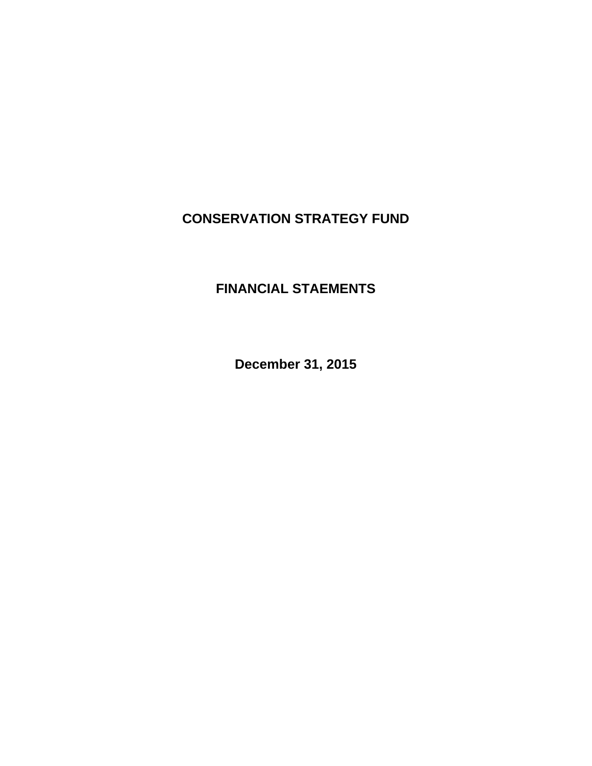# CONSERVATION STRATEGY FUND

## FINANCIAL STAEMENTS

## December 31, 2015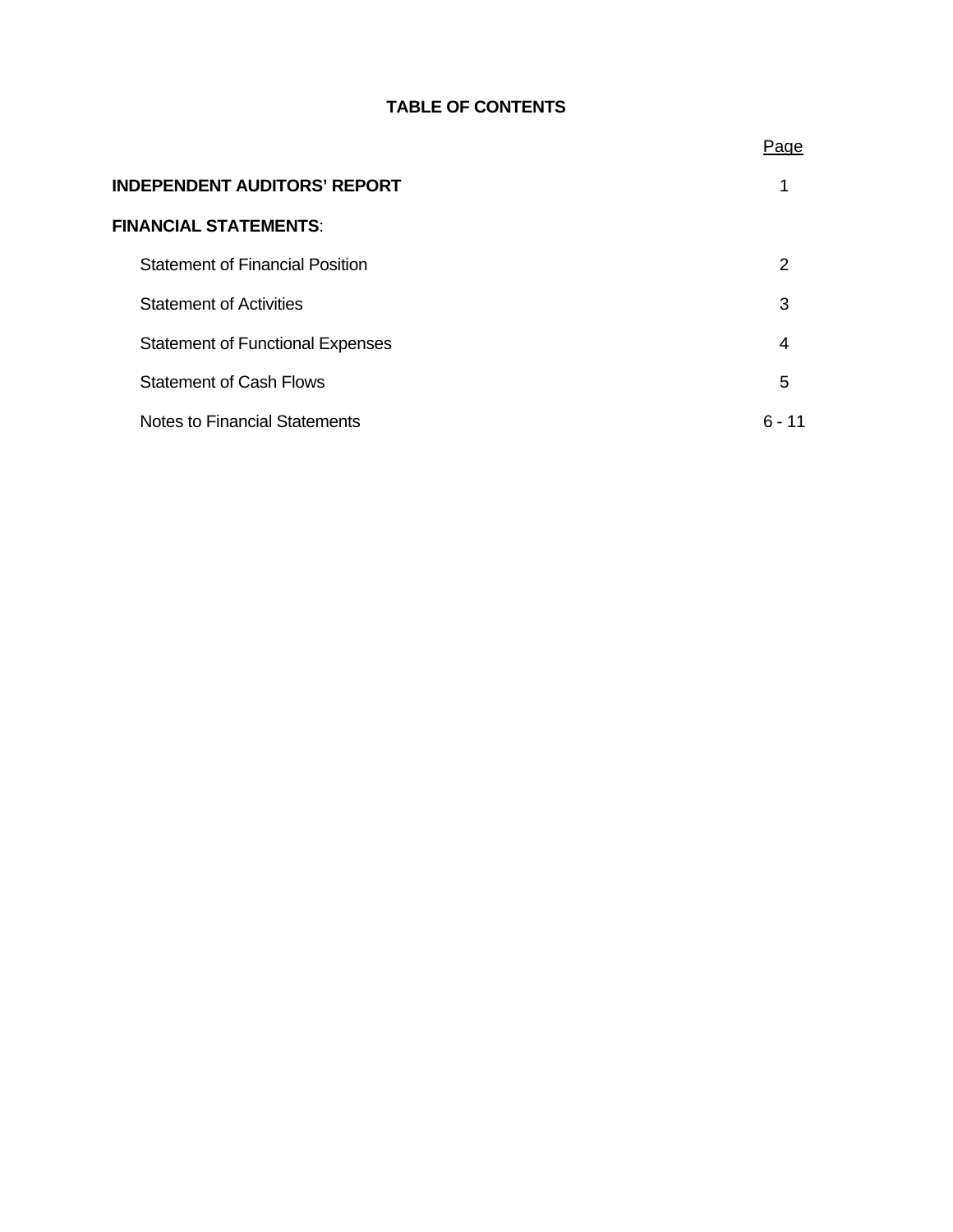# TABLE OF CONTENTS

| | Page |
|---|---|
| **INDEPENDENT AUDITORS' REPORT** | 1 |
| **FINANCIAL STATEMENTS**: | |
| Statement of Financial Position | 2 |
| Statement of Activities | 3 |
| Statement of Functional Expenses | 4 |
| Statement of Cash Flows | 5 |
| Notes to Financial Statements | 6 - 11 |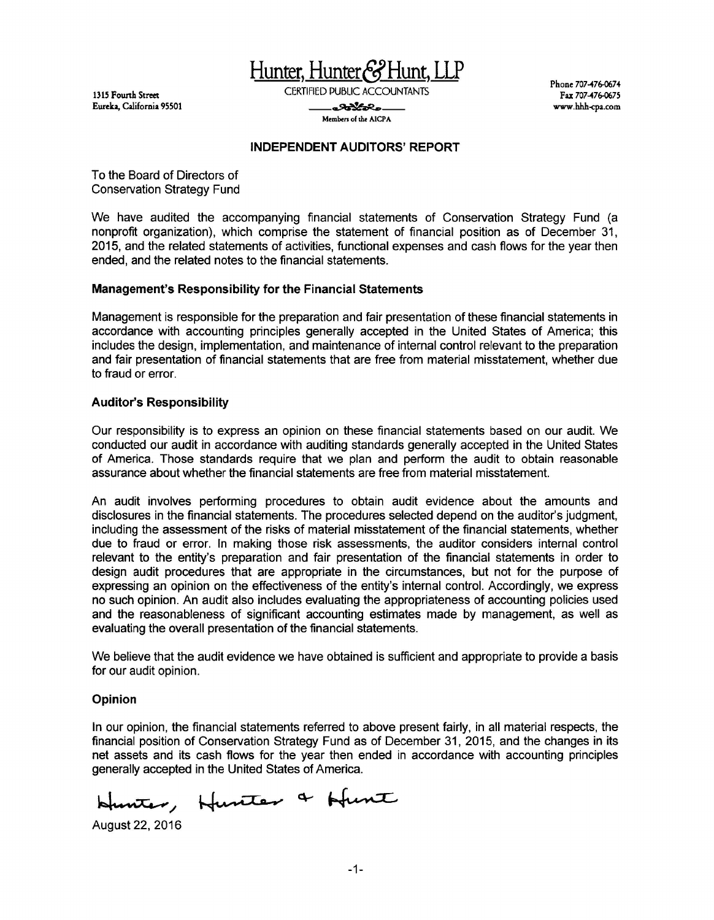# Hunter, Hunter & Hunt, LLP

CERTIFIED PUBLIC ACCOUNTANTS

Members of the AICPA

1315 Fourth Street
Eureka, California 95501

Phone 707-476-0674
Fax 707-476-0675
www.hhh-cpa.com

## INDEPENDENT AUDITORS' REPORT

To the Board of Directors of
Conservation Strategy Fund

We have audited the accompanying financial statements of Conservation Strategy Fund (a nonprofit organization), which comprise the statement of financial position as of December 31, 2015, and the related statements of activities, functional expenses and cash flows for the year then ended, and the related notes to the financial statements.

### Management's Responsibility for the Financial Statements

Management is responsible for the preparation and fair presentation of these financial statements in accordance with accounting principles generally accepted in the United States of America; this includes the design, implementation, and maintenance of internal control relevant to the preparation and fair presentation of financial statements that are free from material misstatement, whether due to fraud or error.

### Auditor's Responsibility

Our responsibility is to express an opinion on these financial statements based on our audit. We conducted our audit in accordance with auditing standards generally accepted in the United States of America. Those standards require that we plan and perform the audit to obtain reasonable assurance about whether the financial statements are free from material misstatement.

An audit involves performing procedures to obtain audit evidence about the amounts and disclosures in the financial statements. The procedures selected depend on the auditor's judgment, including the assessment of the risks of material misstatement of the financial statements, whether due to fraud or error. In making those risk assessments, the auditor considers internal control relevant to the entity's preparation and fair presentation of the financial statements in order to design audit procedures that are appropriate in the circumstances, but not for the purpose of expressing an opinion on the effectiveness of the entity's internal control. Accordingly, we express no such opinion. An audit also includes evaluating the appropriateness of accounting policies used and the reasonableness of significant accounting estimates made by management, as well as evaluating the overall presentation of the financial statements.

We believe that the audit evidence we have obtained is sufficient and appropriate to provide a basis for our audit opinion.

### Opinion

In our opinion, the financial statements referred to above present fairly, in all material respects, the financial position of Conservation Strategy Fund as of December 31, 2015, and the changes in its net assets and its cash flows for the year then ended in accordance with accounting principles generally accepted in the United States of America.

Hunter, Hunter & Hunt

August 22, 2016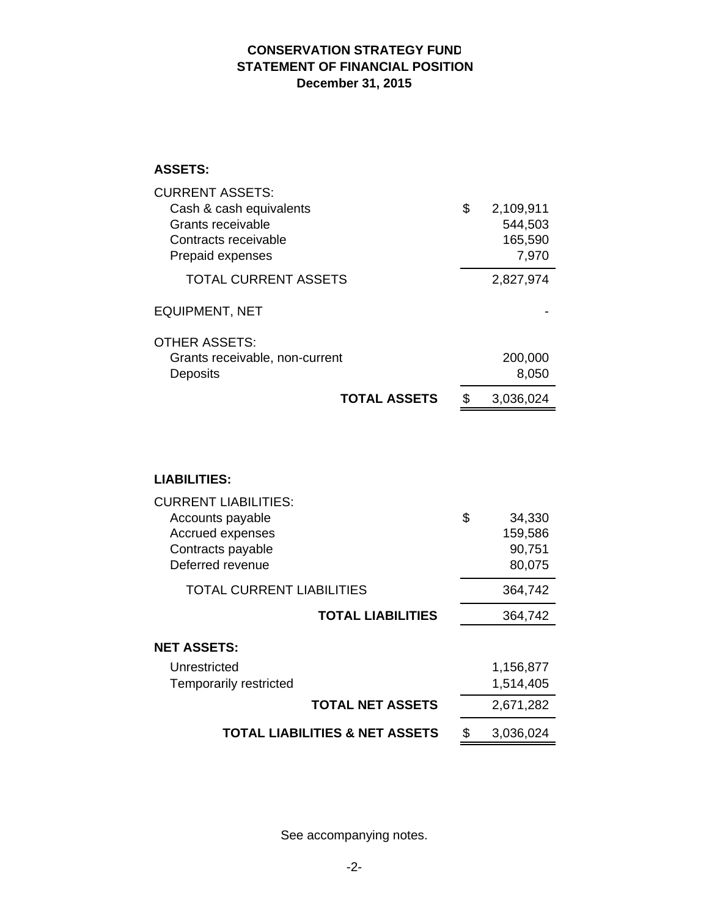**CONSERVATION STRATEGY FUND**
**STATEMENT OF FINANCIAL POSITION**
**December 31, 2015**

| | | |
|---|---|---|
| **ASSETS:** | | |
| CURRENT ASSETS: | | |
| Cash & cash equivalents | $ | 2,109,911 |
| Grants receivable | | 544,503 |
| Contracts receivable | | 165,590 |
| Prepaid expenses | | 7,970 |
| TOTAL CURRENT ASSETS | | 2,827,974 |
| EQUIPMENT, NET | | - |
| OTHER ASSETS: | | |
| Grants receivable, non-current | | 200,000 |
| Deposits | | 8,050 |
| **TOTAL ASSETS** | $ | 3,036,024 |

| | | |
|---|---|---|
| **LIABILITIES:** | | |
| CURRENT LIABILITIES: | | |
| Accounts payable | $ | 34,330 |
| Accrued expenses | | 159,586 |
| Contracts payable | | 90,751 |
| Deferred revenue | | 80,075 |
| TOTAL CURRENT LIABILITIES | | 364,742 |
| **TOTAL LIABILITIES** | | 364,742 |
| **NET ASSETS:** | | |
| Unrestricted | | 1,156,877 |
| Temporarily restricted | | 1,514,405 |
| **TOTAL NET ASSETS** | | 2,671,282 |
| **TOTAL LIABILITIES & NET ASSETS** | $ | 3,036,024 |

See accompanying notes.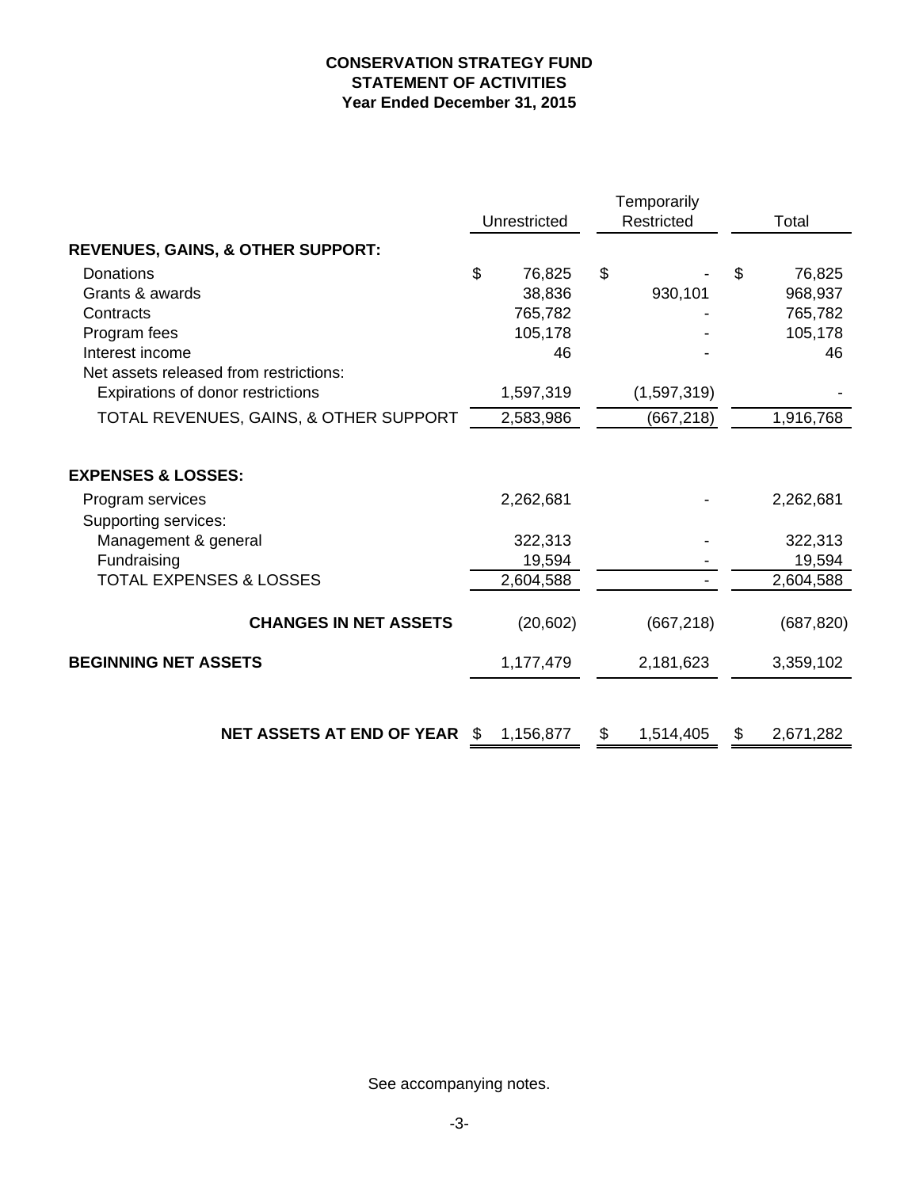# CONSERVATION STRATEGY FUND
## STATEMENT OF ACTIVITIES
### Year Ended December 31, 2015

| | Unrestricted | Temporarily Restricted | Total |
|---|---|---|---|
| **REVENUES, GAINS, & OTHER SUPPORT:** | | | |
| Donations | $ 76,825 | $ - | $ 76,825 |
| Grants & awards | 38,836 | 930,101 | 968,937 |
| Contracts | 765,782 | - | 765,782 |
| Program fees | 105,178 | - | 105,178 |
| Interest income | 46 | - | 46 |
| Net assets released from restrictions: | | | |
| Expirations of donor restrictions | 1,597,319 | (1,597,319) | - |
| TOTAL REVENUES, GAINS, & OTHER SUPPORT | 2,583,986 | (667,218) | 1,916,768 |
| **EXPENSES & LOSSES:** | | | |
| Program services | 2,262,681 | - | 2,262,681 |
| Supporting services: | | | |
| Management & general | 322,313 | - | 322,313 |
| Fundraising | 19,594 | - | 19,594 |
| TOTAL EXPENSES & LOSSES | 2,604,588 | - | 2,604,588 |
| **CHANGES IN NET ASSETS** | (20,602) | (667,218) | (687,820) |
| **BEGINNING NET ASSETS** | 1,177,479 | 2,181,623 | 3,359,102 |
| **NET ASSETS AT END OF YEAR** | $ 1,156,877 | $ 1,514,405 | $ 2,671,282 |

See accompanying notes.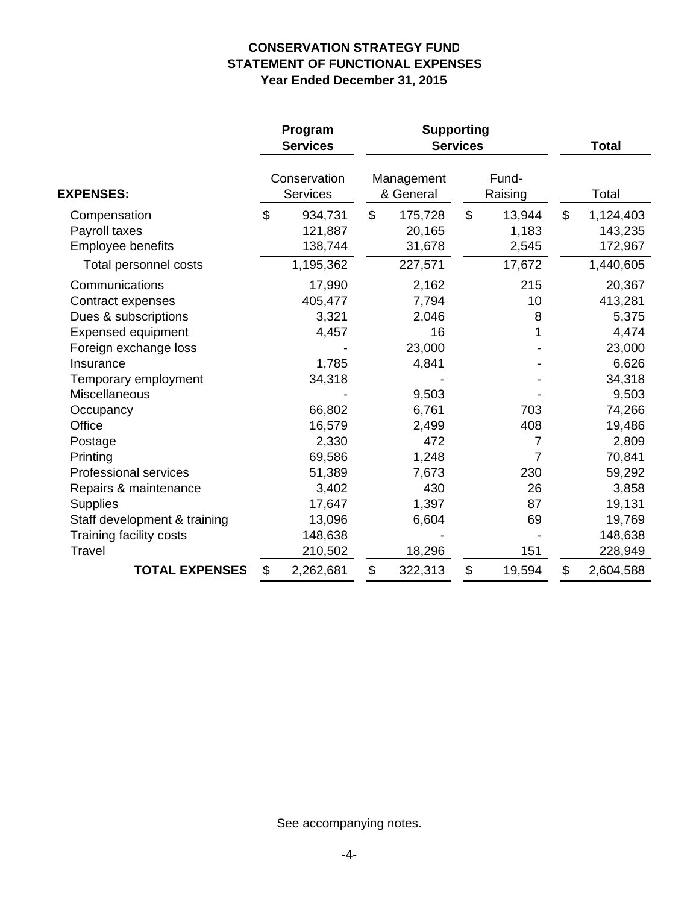**CONSERVATION STRATEGY FUND**
**STATEMENT OF FUNCTIONAL EXPENSES**
**Year Ended December 31, 2015**

| | **Program Services** | **Supporting Services** | | **Total** |
|---|---|---|---|---|
| **EXPENSES:** | Conservation Services | Management & General | Fund-Raising | Total |
| Compensation | $ 934,731 | $ 175,728 | $ 13,944 | $ 1,124,403 |
| Payroll taxes | 121,887 | 20,165 | 1,183 | 143,235 |
| Employee benefits | 138,744 | 31,678 | 2,545 | 172,967 |
| Total personnel costs | 1,195,362 | 227,571 | 17,672 | 1,440,605 |
| Communications | 17,990 | 2,162 | 215 | 20,367 |
| Contract expenses | 405,477 | 7,794 | 10 | 413,281 |
| Dues & subscriptions | 3,321 | 2,046 | 8 | 5,375 |
| Expensed equipment | 4,457 | 16 | 1 | 4,474 |
| Foreign exchange loss | - | 23,000 | - | 23,000 |
| Insurance | 1,785 | 4,841 | - | 6,626 |
| Temporary employment | 34,318 | - | - | 34,318 |
| Miscellaneous | - | 9,503 | - | 9,503 |
| Occupancy | 66,802 | 6,761 | 703 | 74,266 |
| Office | 16,579 | 2,499 | 408 | 19,486 |
| Postage | 2,330 | 472 | 7 | 2,809 |
| Printing | 69,586 | 1,248 | 7 | 70,841 |
| Professional services | 51,389 | 7,673 | 230 | 59,292 |
| Repairs & maintenance | 3,402 | 430 | 26 | 3,858 |
| Supplies | 17,647 | 1,397 | 87 | 19,131 |
| Staff development & training | 13,096 | 6,604 | 69 | 19,769 |
| Training facility costs | 148,638 | - | - | 148,638 |
| Travel | 210,502 | 18,296 | 151 | 228,949 |
| **TOTAL EXPENSES** | $ 2,262,681 | $ 322,313 | $ 19,594 | $ 2,604,588 |

See accompanying notes.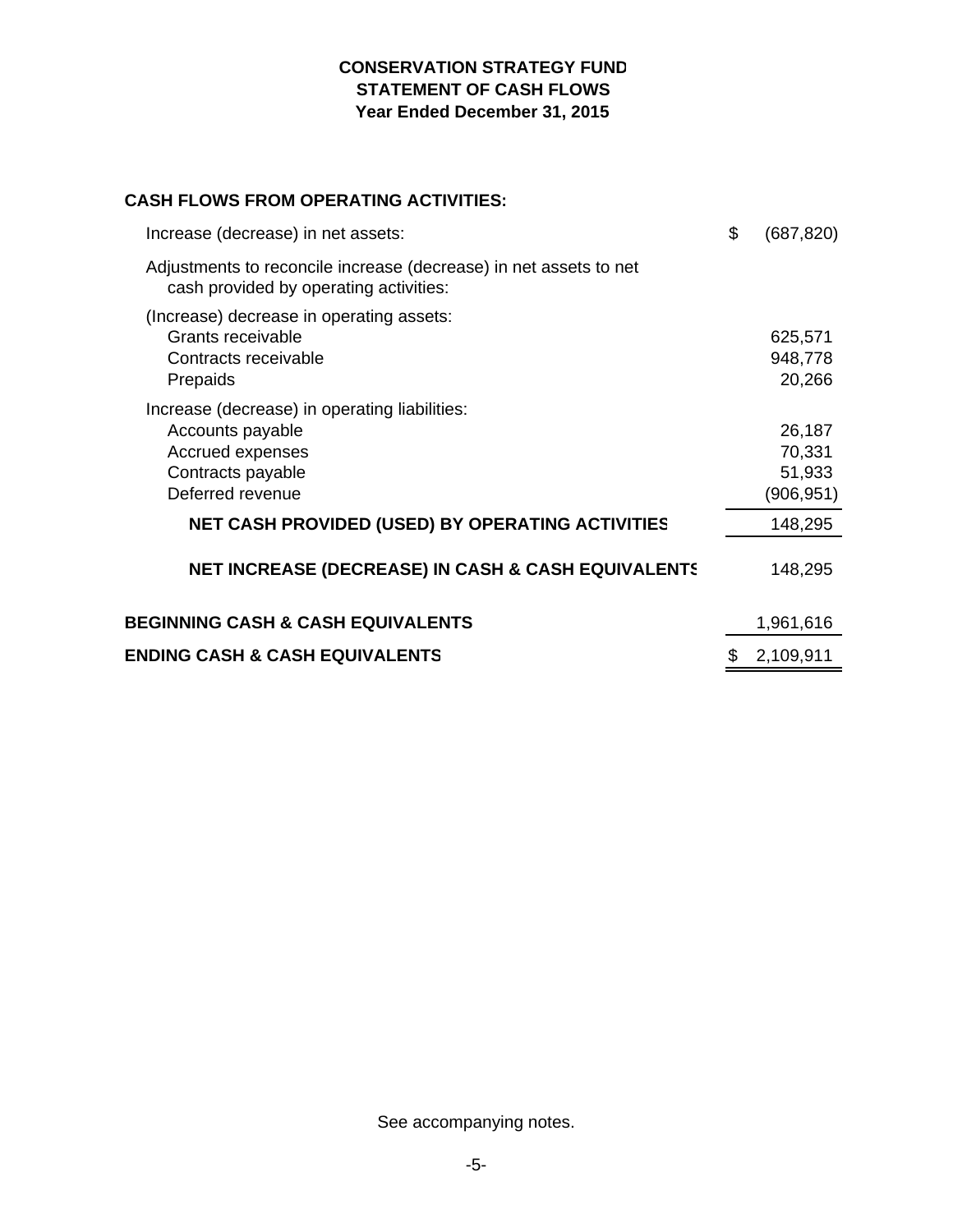# CONSERVATION STRATEGY FUND
## STATEMENT OF CASH FLOWS
### Year Ended December 31, 2015

**CASH FLOWS FROM OPERATING ACTIVITIES:**

| | |
|---|---|
| Increase (decrease) in net assets: | $ (687,820) |
| Adjustments to reconcile increase (decrease) in net assets to net cash provided by operating activities: | |
| (Increase) decrease in operating assets: | |
| Grants receivable | 625,571 |
| Contracts receivable | 948,778 |
| Prepaids | 20,266 |
| Increase (decrease) in operating liabilities: | |
| Accounts payable | 26,187 |
| Accrued expenses | 70,331 |
| Contracts payable | 51,933 |
| Deferred revenue | (906,951) |
| **NET CASH PROVIDED (USED) BY OPERATING ACTIVITIES** | 148,295 |
| **NET INCREASE (DECREASE) IN CASH & CASH EQUIVALENTS** | 148,295 |
| **BEGINNING CASH & CASH EQUIVALENTS** | 1,961,616 |
| **ENDING CASH & CASH EQUIVALENTS** | $ 2,109,911 |

See accompanying notes.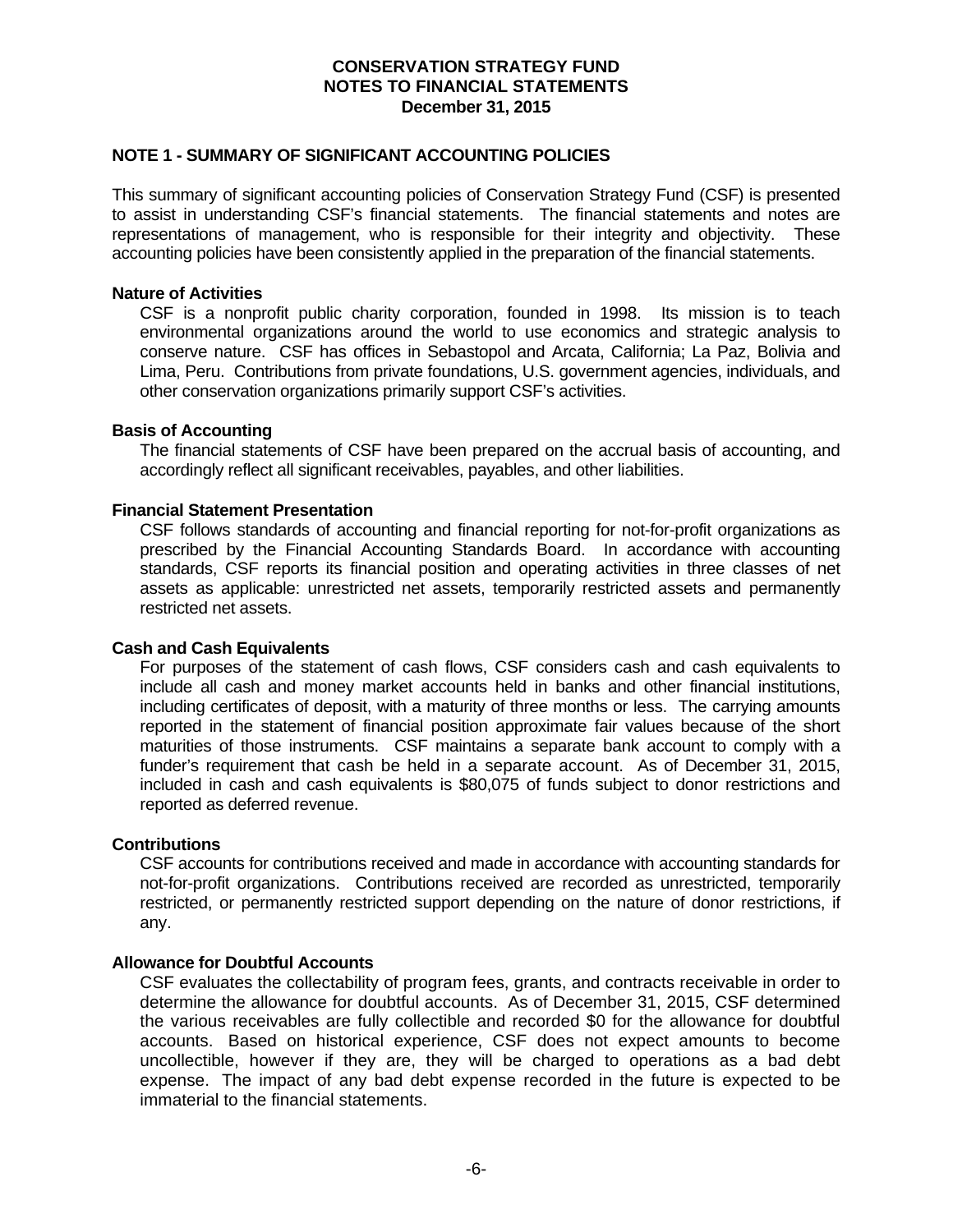**CONSERVATION STRATEGY FUND**
**NOTES TO FINANCIAL STATEMENTS**
**December 31, 2015**

## NOTE 1 - SUMMARY OF SIGNIFICANT ACCOUNTING POLICIES

This summary of significant accounting policies of Conservation Strategy Fund (CSF) is presented to assist in understanding CSF's financial statements. The financial statements and notes are representations of management, who is responsible for their integrity and objectivity. These accounting policies have been consistently applied in the preparation of the financial statements.

### Nature of Activities

CSF is a nonprofit public charity corporation, founded in 1998. Its mission is to teach environmental organizations around the world to use economics and strategic analysis to conserve nature. CSF has offices in Sebastopol and Arcata, California; La Paz, Bolivia and Lima, Peru. Contributions from private foundations, U.S. government agencies, individuals, and other conservation organizations primarily support CSF's activities.

### Basis of Accounting

The financial statements of CSF have been prepared on the accrual basis of accounting, and accordingly reflect all significant receivables, payables, and other liabilities.

### Financial Statement Presentation

CSF follows standards of accounting and financial reporting for not-for-profit organizations as prescribed by the Financial Accounting Standards Board. In accordance with accounting standards, CSF reports its financial position and operating activities in three classes of net assets as applicable: unrestricted net assets, temporarily restricted assets and permanently restricted net assets.

### Cash and Cash Equivalents

For purposes of the statement of cash flows, CSF considers cash and cash equivalents to include all cash and money market accounts held in banks and other financial institutions, including certificates of deposit, with a maturity of three months or less. The carrying amounts reported in the statement of financial position approximate fair values because of the short maturities of those instruments. CSF maintains a separate bank account to comply with a funder's requirement that cash be held in a separate account. As of December 31, 2015, included in cash and cash equivalents is $80,075 of funds subject to donor restrictions and reported as deferred revenue.

### Contributions

CSF accounts for contributions received and made in accordance with accounting standards for not-for-profit organizations. Contributions received are recorded as unrestricted, temporarily restricted, or permanently restricted support depending on the nature of donor restrictions, if any.

### Allowance for Doubtful Accounts

CSF evaluates the collectability of program fees, grants, and contracts receivable in order to determine the allowance for doubtful accounts. As of December 31, 2015, CSF determined the various receivables are fully collectible and recorded $0 for the allowance for doubtful accounts. Based on historical experience, CSF does not expect amounts to become uncollectible, however if they are, they will be charged to operations as a bad debt expense. The impact of any bad debt expense recorded in the future is expected to be immaterial to the financial statements.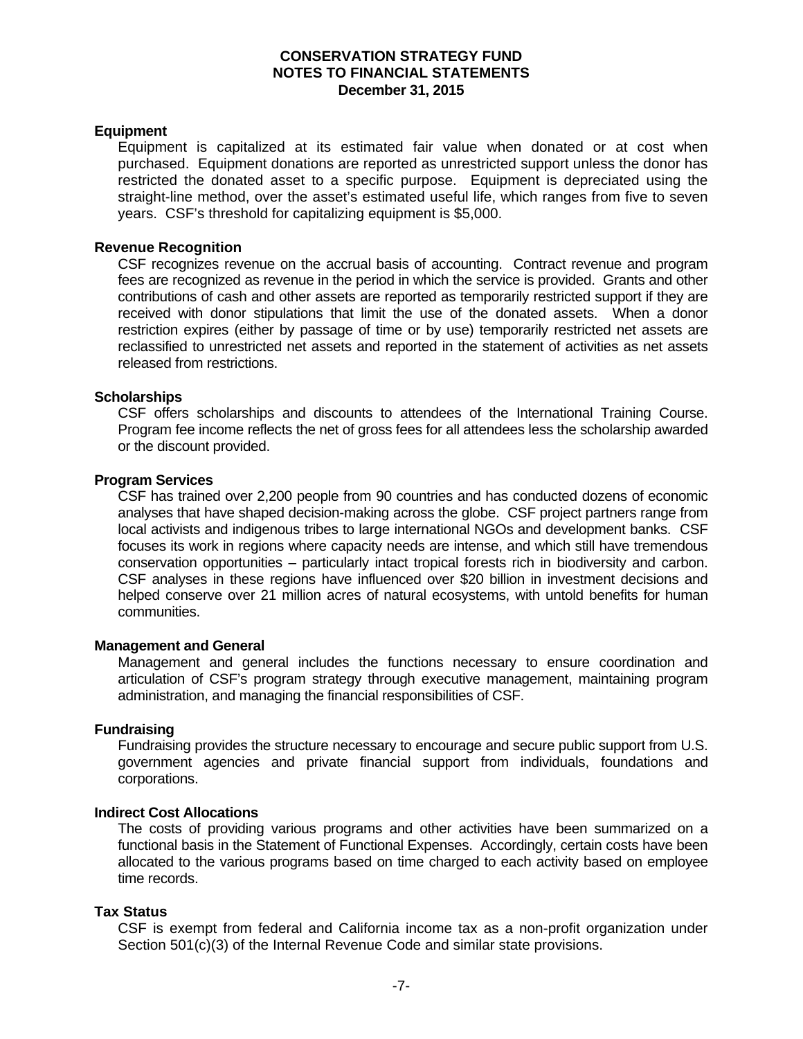# CONSERVATION STRATEGY FUND
## NOTES TO FINANCIAL STATEMENTS
### December 31, 2015

**Equipment**

Equipment is capitalized at its estimated fair value when donated or at cost when purchased. Equipment donations are reported as unrestricted support unless the donor has restricted the donated asset to a specific purpose. Equipment is depreciated using the straight-line method, over the asset's estimated useful life, which ranges from five to seven years. CSF's threshold for capitalizing equipment is $5,000.

**Revenue Recognition**

CSF recognizes revenue on the accrual basis of accounting. Contract revenue and program fees are recognized as revenue in the period in which the service is provided. Grants and other contributions of cash and other assets are reported as temporarily restricted support if they are received with donor stipulations that limit the use of the donated assets. When a donor restriction expires (either by passage of time or by use) temporarily restricted net assets are reclassified to unrestricted net assets and reported in the statement of activities as net assets released from restrictions.

**Scholarships**

CSF offers scholarships and discounts to attendees of the International Training Course. Program fee income reflects the net of gross fees for all attendees less the scholarship awarded or the discount provided.

**Program Services**

CSF has trained over 2,200 people from 90 countries and has conducted dozens of economic analyses that have shaped decision-making across the globe. CSF project partners range from local activists and indigenous tribes to large international NGOs and development banks. CSF focuses its work in regions where capacity needs are intense, and which still have tremendous conservation opportunities – particularly intact tropical forests rich in biodiversity and carbon. CSF analyses in these regions have influenced over $20 billion in investment decisions and helped conserve over 21 million acres of natural ecosystems, with untold benefits for human communities.

**Management and General**

Management and general includes the functions necessary to ensure coordination and articulation of CSF's program strategy through executive management, maintaining program administration, and managing the financial responsibilities of CSF.

**Fundraising**

Fundraising provides the structure necessary to encourage and secure public support from U.S. government agencies and private financial support from individuals, foundations and corporations.

**Indirect Cost Allocations**

The costs of providing various programs and other activities have been summarized on a functional basis in the Statement of Functional Expenses. Accordingly, certain costs have been allocated to the various programs based on time charged to each activity based on employee time records.

**Tax Status**

CSF is exempt from federal and California income tax as a non-profit organization under Section 501(c)(3) of the Internal Revenue Code and similar state provisions.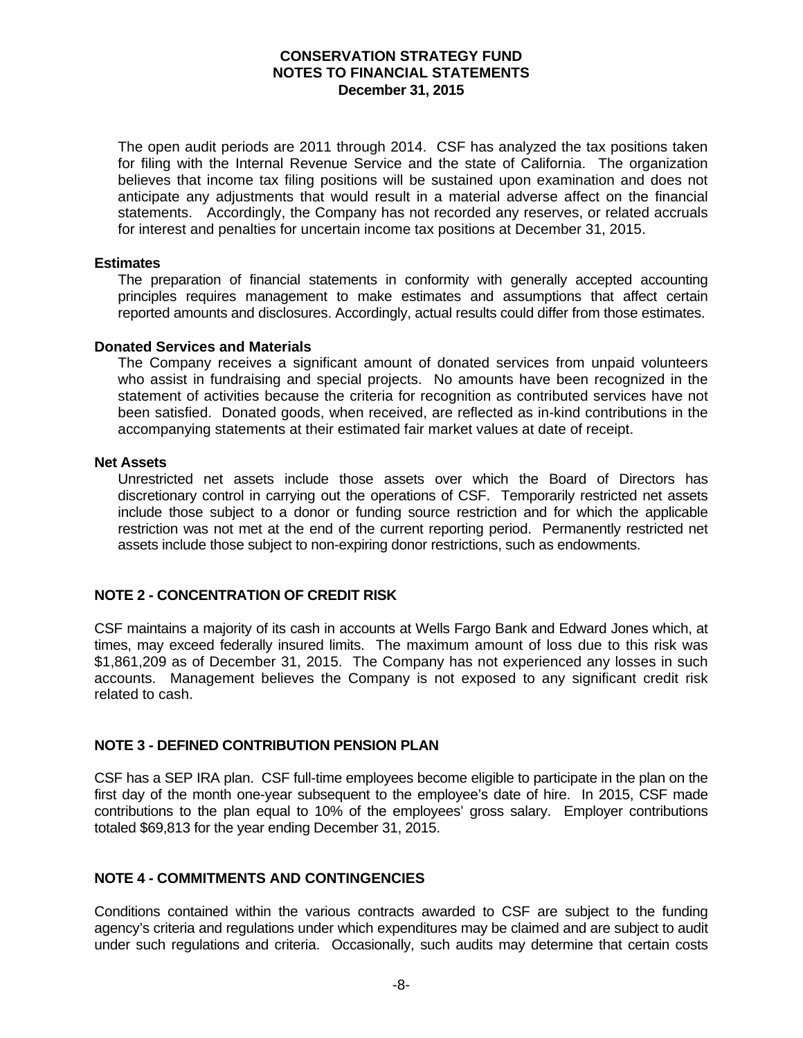The open audit periods are 2011 through 2014. CSF has analyzed the tax positions taken for filing with the Internal Revenue Service and the state of California. The organization believes that income tax filing positions will be sustained upon examination and does not anticipate any adjustments that would result in a material adverse affect on the financial statements. Accordingly, the Company has not recorded any reserves, or related accruals for interest and penalties for uncertain income tax positions at December 31, 2015.

**Estimates**

The preparation of financial statements in conformity with generally accepted accounting principles requires management to make estimates and assumptions that affect certain reported amounts and disclosures. Accordingly, actual results could differ from those estimates.

**Donated Services and Materials**

The Company receives a significant amount of donated services from unpaid volunteers who assist in fundraising and special projects. No amounts have been recognized in the statement of activities because the criteria for recognition as contributed services have not been satisfied. Donated goods, when received, are reflected as in-kind contributions in the accompanying statements at their estimated fair market values at date of receipt.

**Net Assets**

Unrestricted net assets include those assets over which the Board of Directors has discretionary control in carrying out the operations of CSF. Temporarily restricted net assets include those subject to a donor or funding source restriction and for which the applicable restriction was not met at the end of the current reporting period. Permanently restricted net assets include those subject to non-expiring donor restrictions, such as endowments.

## NOTE 2 - CONCENTRATION OF CREDIT RISK

CSF maintains a majority of its cash in accounts at Wells Fargo Bank and Edward Jones which, at times, may exceed federally insured limits. The maximum amount of loss due to this risk was $1,861,209 as of December 31, 2015. The Company has not experienced any losses in such accounts. Management believes the Company is not exposed to any significant credit risk related to cash.

## NOTE 3 - DEFINED CONTRIBUTION PENSION PLAN

CSF has a SEP IRA plan. CSF full-time employees become eligible to participate in the plan on the first day of the month one-year subsequent to the employee's date of hire. In 2015, CSF made contributions to the plan equal to 10% of the employees' gross salary. Employer contributions totaled $69,813 for the year ending December 31, 2015.

## NOTE 4 - COMMITMENTS AND CONTINGENCIES

Conditions contained within the various contracts awarded to CSF are subject to the funding agency's criteria and regulations under which expenditures may be claimed and are subject to audit under such regulations and criteria. Occasionally, such audits may determine that certain costs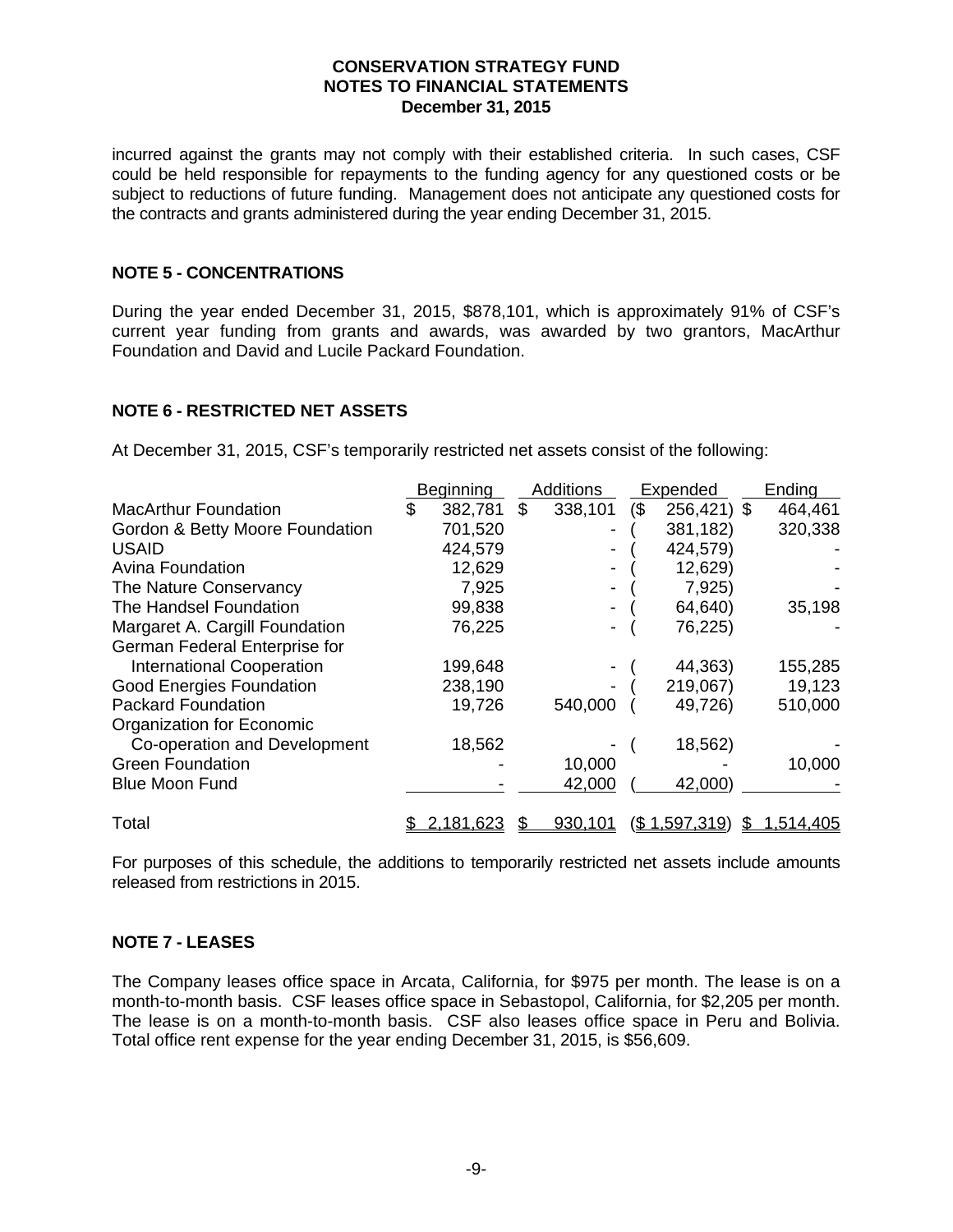incurred against the grants may not comply with their established criteria. In such cases, CSF could be held responsible for repayments to the funding agency for any questioned costs or be subject to reductions of future funding. Management does not anticipate any questioned costs for the contracts and grants administered during the year ending December 31, 2015.

## NOTE 5 - CONCENTRATIONS

During the year ended December 31, 2015, $878,101, which is approximately 91% of CSF's current year funding from grants and awards, was awarded by two grantors, MacArthur Foundation and David and Lucile Packard Foundation.

## NOTE 6 - RESTRICTED NET ASSETS

At December 31, 2015, CSF's temporarily restricted net assets consist of the following:

| | Beginning | Additions | Expended | Ending |
|---|---|---|---|---|
| MacArthur Foundation | $ 382,781 | $ 338,101 | ($ 256,421) | $ 464,461 |
| Gordon & Betty Moore Foundation | 701,520 | - | ( 381,182) | 320,338 |
| USAID | 424,579 | - | ( 424,579) | - |
| Avina Foundation | 12,629 | - | ( 12,629) | - |
| The Nature Conservancy | 7,925 | - | ( 7,925) | - |
| The Handsel Foundation | 99,838 | - | ( 64,640) | 35,198 |
| Margaret A. Cargill Foundation | 76,225 | - | ( 76,225) | - |
| German Federal Enterprise for International Cooperation | 199,648 | - | ( 44,363) | 155,285 |
| Good Energies Foundation | 238,190 | - | ( 219,067) | 19,123 |
| Packard Foundation | 19,726 | 540,000 | ( 49,726) | 510,000 |
| Organization for Economic Co-operation and Development | 18,562 | - | ( 18,562) | - |
| Green Foundation | - | 10,000 | - | 10,000 |
| Blue Moon Fund | - | 42,000 | ( 42,000) | - |
| Total | $ 2,181,623 | $ 930,101 | ($ 1,597,319) | $ 1,514,405 |

For purposes of this schedule, the additions to temporarily restricted net assets include amounts released from restrictions in 2015.

## NOTE 7 - LEASES

The Company leases office space in Arcata, California, for $975 per month. The lease is on a month-to-month basis. CSF leases office space in Sebastopol, California, for $2,205 per month. The lease is on a month-to-month basis. CSF also leases office space in Peru and Bolivia. Total office rent expense for the year ending December 31, 2015, is $56,609.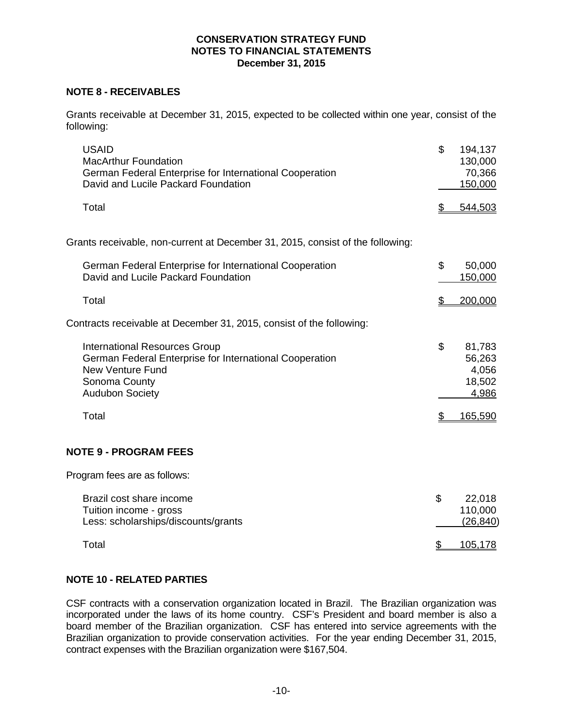# CONSERVATION STRATEGY FUND
## NOTES TO FINANCIAL STATEMENTS
### December 31, 2015

## NOTE 8 - RECEIVABLES

Grants receivable at December 31, 2015, expected to be collected within one year, consist of the following:

| | |
|---|---|
| USAID | $ 194,137 |
| MacArthur Foundation | 130,000 |
| German Federal Enterprise for International Cooperation | 70,366 |
| David and Lucile Packard Foundation | 150,000 |
| Total | $ 544,503 |

Grants receivable, non-current at December 31, 2015, consist of the following:

| | |
|---|---|
| German Federal Enterprise for International Cooperation | $ 50,000 |
| David and Lucile Packard Foundation | 150,000 |
| Total | $ 200,000 |

Contracts receivable at December 31, 2015, consist of the following:

| | |
|---|---|
| International Resources Group | $ 81,783 |
| German Federal Enterprise for International Cooperation | 56,263 |
| New Venture Fund | 4,056 |
| Sonoma County | 18,502 |
| Audubon Society | 4,986 |
| Total | $ 165,590 |

## NOTE 9 - PROGRAM FEES

Program fees are as follows:

| | |
|---|---|
| Brazil cost share income | $ 22,018 |
| Tuition income - gross | 110,000 |
| Less: scholarships/discounts/grants | (26,840) |
| Total | $ 105,178 |

## NOTE 10 - RELATED PARTIES

CSF contracts with a conservation organization located in Brazil. The Brazilian organization was incorporated under the laws of its home country. CSF's President and board member is also a board member of the Brazilian organization. CSF has entered into service agreements with the Brazilian organization to provide conservation activities. For the year ending December 31, 2015, contract expenses with the Brazilian organization were $167,504.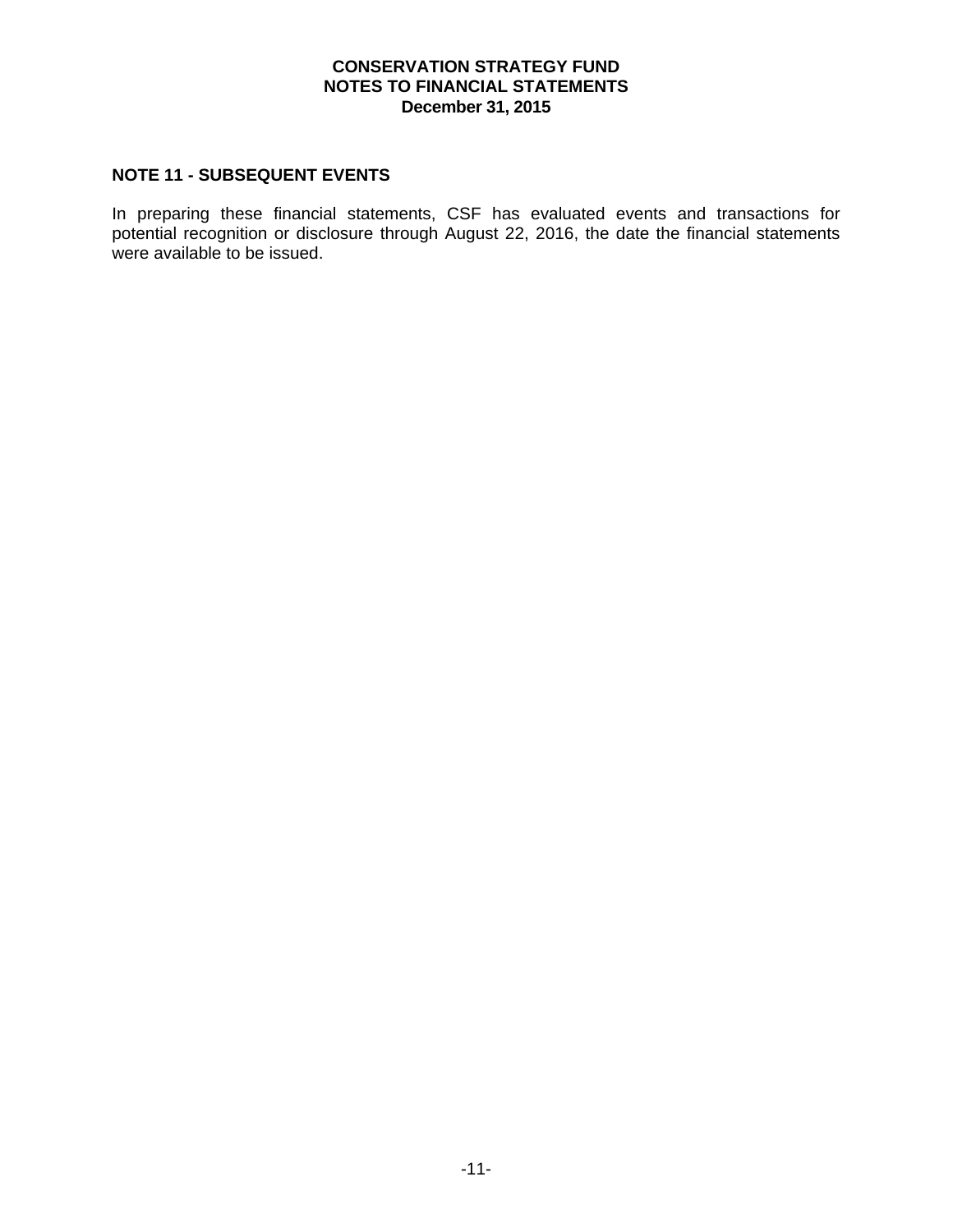## NOTE 11 - SUBSEQUENT EVENTS

In preparing these financial statements, CSF has evaluated events and transactions for potential recognition or disclosure through August 22, 2016, the date the financial statements were available to be issued.